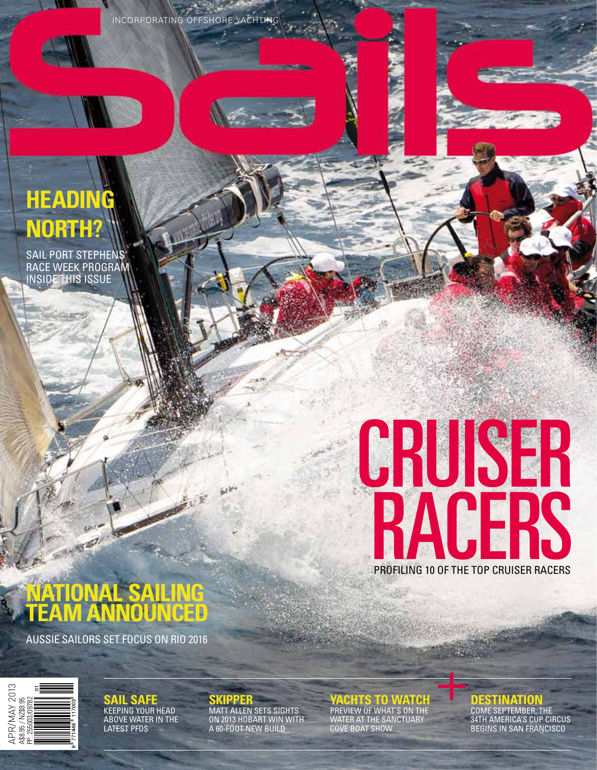INCORPORATING OFFSHORE YACHTING

# Sails

## HEADING NORTH?

SAIL PORT STEPHENS RACE WEEK PROGRAM INSIDE THIS ISSUE

## CRUISER RACERS

PROFILING 10 OF THE TOP CRUISER RACERS

## NATIONAL SAILING TEAM ANNOUNCED

AUSSIE SAILORS SET FOCUS ON RIO 2016

APR/MAY 2013
A$8.95 / NZ$9.95
PP: 255003/09782

**SAIL SAFE**
KEEPING YOUR HEAD ABOVE WATER IN THE LATEST PFDS

**SKIPPER**
MATT ALLEN SETS SIGHTS ON 2013 HOBART WIN WITH A 60-FOOT NEW BUILD

**YACHTS TO WATCH**
PREVIEW OF WHAT'S ON THE WATER AT THE SANCTUARY COVE BOAT SHOW

**+ DESTINATION**
COME SEPTEMBER, THE 34TH AMERICA'S CUP CIRCUS BEGINS IN SAN FRANCISCO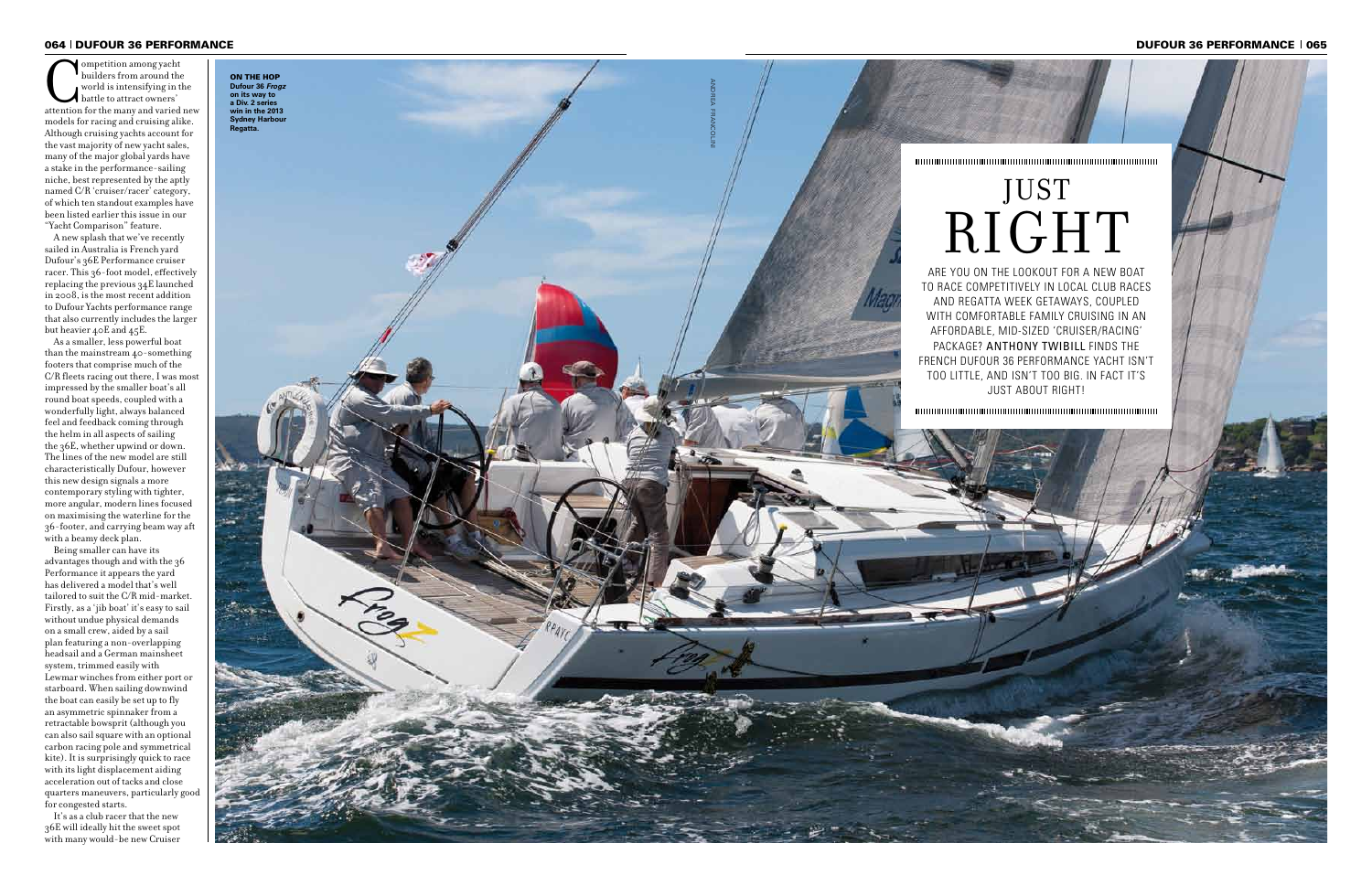# JUST RIGHT

ARE YOU ON THE LOOKOUT FOR A NEW BOAT TO RACE COMPETITIVELY IN LOCAL CLUB RACES AND REGATTA WEEK GETAWAYS, COUPLED WITH COMFORTABLE FAMILY CRUISING IN AN AFFORDABLE, MID-SIZED 'CRUISER/RACING' PACKAGE? **ANTHONY TWIBILL** FINDS THE FRENCH DUFOUR 36 PERFORMANCE YACHT ISN'T TOO LITTLE, AND ISN'T TOO BIG. IN FACT IT'S JUST ABOUT RIGHT!

Competition among yacht builders from around the world is intensifying in the battle to attract owners' attention for the many and varied new models for racing and cruising alike. Although cruising yachts account for the vast majority of new yacht sales, many of the major global yards have a stake in the performance-sailing niche, best represented by the aptly named C/R 'cruiser/racer' category, of which ten standout examples have been listed earlier this issue in our "Yacht Comparison" feature.

A new splash that we've recently sailed in Australia is French yard Dufour's 36E Performance cruiser racer. This 36-foot model, effectively replacing the previous 34E launched in 2008, is the most recent addition to Dufour Yachts performance range that also currently includes the larger but heavier 40E and 45E.

As a smaller, less powerful boat than the mainstream 40-something footers that comprise much of the C/R fleets racing out there, I was most impressed by the smaller boat's all round boat speeds, coupled with a wonderfully light, always balanced feel and feedback coming through the helm in all aspects of sailing the 36E, whether upwind or down. The lines of the new model are still characteristically Dufour, however this new design signals a more contemporary styling with tighter, more angular, modern lines focused on maximising the waterline for the 36-footer, and carrying beam way aft with a beamy deck plan.

Being smaller can have its advantages though and with the 36 Performance it appears the yard has delivered a model that's well tailored to suit the C/R mid-market. Firstly, as a 'jib boat' it's easy to sail without undue physical demands on a small crew, aided by a sail plan featuring a non-overlapping headsail and a German mainsheet system, trimmed easily with Lewmar winches from either port or starboard. When sailing downwind the boat can easily be set up to fly an asymmetric spinnaker from a retractable bowsprit (although you can also sail square with an optional carbon racing pole and symmetrical kite). It is surprisingly quick to race with its light displacement aiding acceleration out of tacks and close quarters maneuvers, particularly good for congested starts.

It's as a club racer that the new 36E will ideally hit the sweet spot with many would-be new Cruiser

**ON THE HOP**
Dufour 36 *Frogz* on its way to a Div. 2 series win in the 2013 Sydney Harbour Regatta.

ANDREA FRANCOLINI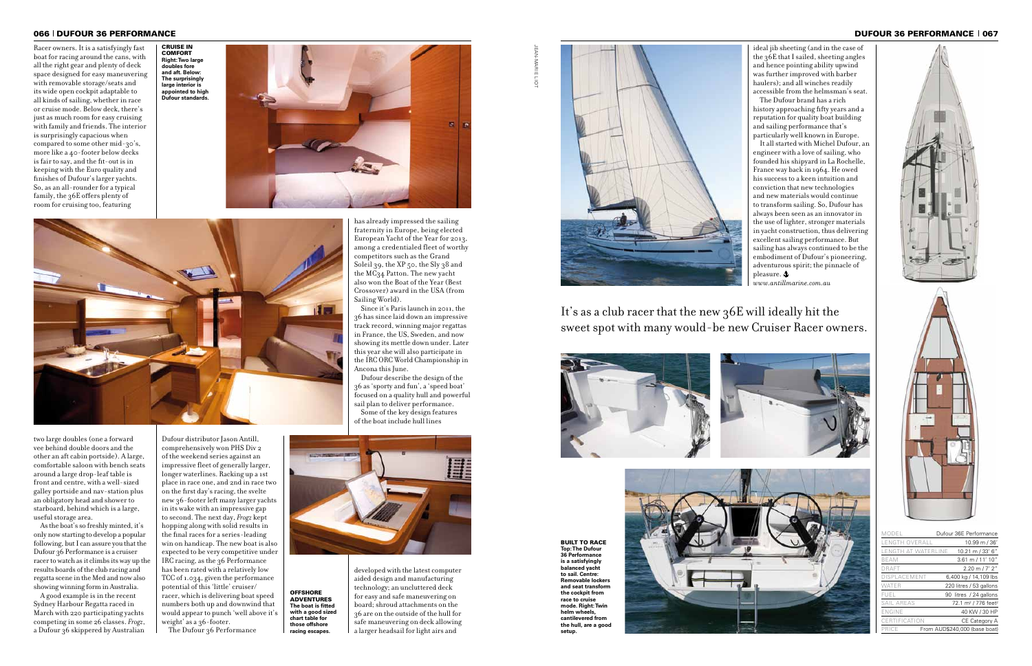Racer owners. It is a satisfyingly fast boat for racing around the cans, with all the right gear and plenty of deck space designed for easy maneuvering with removable storage/seats and its wide open cockpit adaptable to all kinds of sailing, whether in race or cruise mode. Below deck, there's just as much room for easy cruising with family and friends. The interior is surprisingly capacious when compared to some other mid-30's, more like a 40-footer below decks is fair to say, and the fit-out is in keeping with the Euro quality and finishes of Dufour's larger yachts. So, as an all-rounder for a typical family, the 36E offers plenty of room for cruising too, featuring two large doubles (one a forward vee behind double doors and the other an aft cabin portside). A large, comfortable saloon with bench seats around a large drop-leaf table is front and centre, with a well-sized galley portside and nav-station plus an obligatory head and shower to starboard, behind which is a large, useful storage area.

**CRUISE IN COMFORT** Right: Two large doubles fore and aft. Below: The surprisingly large interior is appointed to high Dufour standards.

As the boat's so freshly minted, it's only now starting to develop a popular following, but I can assure you that the Dufour 36 Performance is a cruiser racer to watch as it climbs its way up the results boards of the club racing and regatta scene in the Med and now also showing winning form in Australia.

A good example is in the recent Sydney Harbour Regatta raced in March with 220 participating yachts competing in some 26 classes. *Frogz*, a Dufour 36 skippered by Australian Dufour distributor Jason Antill, comprehensively won PHS Div 2 of the weekend series against an impressive fleet of generally larger, longer waterlines. Racking up a 1st place in race one, and 2nd in race two on the first day's racing, the svelte new 36-footer left many larger yachts in its wake with an impressive gap to second. The next day, *Frogz* kept hopping along with solid results in the final races for a series-leading win on handicap. The new boat is also expected to be very competitive under IRC racing, as the 36 Performance has been rated with a relatively low TCC of 1.034, given the performance potential of this 'little' cruiser/racer, which is delivering boat speed numbers both up and downwind that would appear to punch 'well above it's weight' as a 36-footer.

The Dufour 36 Performance has already impressed the sailing fraternity in Europe, being elected European Yacht of the Year for 2013, among a credentialed fleet of worthy competitors such as the Grand Soleil 39, the XP 50, the Sly 38 and the MC34 Patton. The new yacht also won the Boat of the Year (Best Crossover) award in the USA (from Sailing World).

Since it's Paris launch in 2011, the 36 has since laid down an impressive track record, winning major regattas in France, the US, Sweden, and now showing its mettle down under. Later this year she will also participate in the IRC ORC World Championship in Ancona this June.

Dufour describe the design of the 36 as 'sporty and fun', a 'speed boat' focused on a quality hull and powerful sail plan to deliver performance.

Some of the key design features of the boat include hull lines developed with the latest computer aided design and manufacturing technology; an uncluttered deck for easy and safe maneuvering on board; shroud attachments on the 36 are on the outside of the hull for safe maneuvering on deck allowing a larger headsail for light airs and ideal jib sheeting (and in the case of the 36E that I sailed, sheeting angles and hence pointing ability upwind was further improved with barber haulers); and all winches readily accessible from the helmsman's seat.

**OFFSHORE ADVENTURES** The boat is fitted with a good sized chart table for those offshore racing escapes.

The Dufour brand has a rich history approaching fifty years and a reputation for quality boat building and sailing performance that's particularly well known in Europe.

It all started with Michel Dufour, an engineer with a love of sailing, who founded his shipyard in La Rochelle, France way back in 1964. He owed his success to a keen intuition and conviction that new technologies and new materials would continue to transform sailing. So, Dufour has always been seen as an innovator in the use of lighter, stronger materials in yacht construction, thus delivering excellent sailing performance. But sailing has always continued to be the embodiment of Dufour's pioneering, adventurous spirit; the pinnacle of pleasure.

*www.antillmarine.com.au*

It's as a club racer that the new 36E will ideally hit the sweet spot with many would-be new Cruiser Racer owners.

**BUILT TO RACE** Top: The Dufour 36 Performance is a satisfyingly balanced yacht to sail. Centre: Removable lockers and seat transform the cockpit from race to cruise mode. Right: Twin helm wheels, cantilevered from the hull, are a good setup.

| | |
|---|---|
| MODEL | Dufour 36E Performance |
| LENGTH OVERALL | 10.99 m / 36' |
| LENGTH AT WATERLINE | 10.21 m / 33' 6" |
| BEAM | 3.61 m / 11' 10" |
| DRAFT | 2.20 m / 7' 2" |
| DISPLACEMENT | 6,400 kg / 14,109 lbs |
| WATER | 220 litres / 53 gallons |
| FUEL | 90 litres / 24 gallons |
| SAIL AREAS | 72.1 m² / 776 feet² |
| ENGINE | 40 KW / 30 HP |
| CERTIFICATION | CE Category A |
| PRICE | From AUD$240,000 (base boat) |